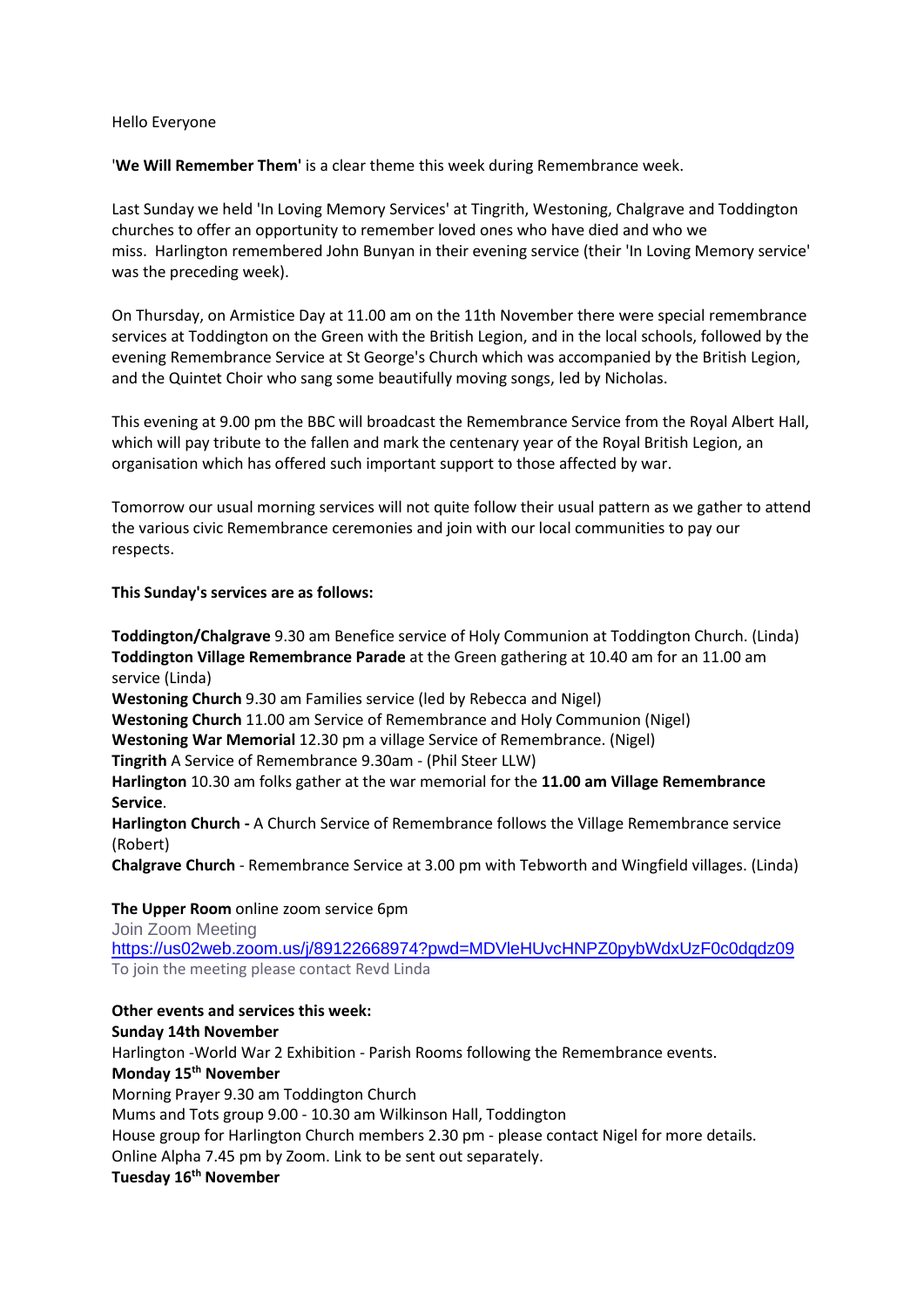Hello Everyone

'**We Will Remember Them'** is a clear theme this week during Remembrance week.

Last Sunday we held 'In Loving Memory Services' at Tingrith, Westoning, Chalgrave and Toddington churches to offer an opportunity to remember loved ones who have died and who we miss. Harlington remembered John Bunyan in their evening service (their 'In Loving Memory service' was the preceding week).

On Thursday, on Armistice Day at 11.00 am on the 11th November there were special remembrance services at Toddington on the Green with the British Legion, and in the local schools, followed by the evening Remembrance Service at St George's Church which was accompanied by the British Legion, and the Quintet Choir who sang some beautifully moving songs, led by Nicholas.

This evening at 9.00 pm the BBC will broadcast the Remembrance Service from the Royal Albert Hall, which will pay tribute to the fallen and mark the centenary year of the Royal British Legion, an organisation which has offered such important support to those affected by war.

Tomorrow our usual morning services will not quite follow their usual pattern as we gather to attend the various civic Remembrance ceremonies and join with our local communities to pay our respects.

**This Sunday's services are as follows:**

**Toddington/Chalgrave** 9.30 am Benefice service of Holy Communion at Toddington Church. (Linda)
**Toddington Village Remembrance Parade** at the Green gathering at 10.40 am for an 11.00 am service (Linda)
**Westoning Church** 9.30 am Families service (led by Rebecca and Nigel)
**Westoning Church** 11.00 am Service of Remembrance and Holy Communion (Nigel)
**Westoning War Memorial** 12.30 pm a village Service of Remembrance. (Nigel)
**Tingrith** A Service of Remembrance 9.30am - (Phil Steer LLW)
**Harlington** 10.30 am folks gather at the war memorial for the **11.00 am Village Remembrance Service**.
**Harlington Church -** A Church Service of Remembrance follows the Village Remembrance service (Robert)
**Chalgrave Church** - Remembrance Service at 3.00 pm with Tebworth and Wingfield villages. (Linda)

**The Upper Room** online zoom service 6pm
Join Zoom Meeting
https://us02web.zoom.us/j/89122668974?pwd=MDVleHUvcHNPZ0pybWdxUzF0c0dqdz09
To join the meeting please contact Revd Linda

**Other events and services this week:**
**Sunday 14th November**
Harlington -World War 2 Exhibition - Parish Rooms following the Remembrance events.
**Monday 15th November**
Morning Prayer 9.30 am Toddington Church
Mums and Tots group 9.00 - 10.30 am Wilkinson Hall, Toddington
House group for Harlington Church members 2.30 pm - please contact Nigel for more details.
Online Alpha 7.45 pm by Zoom. Link to be sent out separately.
**Tuesday 16th November**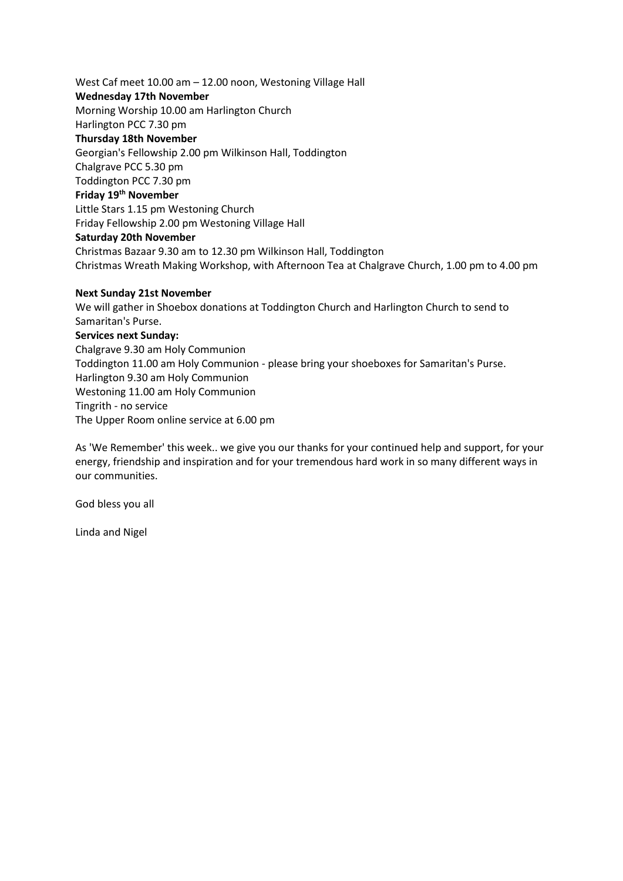West Caf meet 10.00 am – 12.00 noon, Westoning Village Hall

**Wednesday 17th November**

Morning Worship 10.00 am Harlington Church

Harlington PCC 7.30 pm

**Thursday 18th November**

Georgian's Fellowship 2.00 pm Wilkinson Hall, Toddington

Chalgrave PCC 5.30 pm

Toddington PCC 7.30 pm

**Friday 19th November**

Little Stars 1.15 pm Westoning Church

Friday Fellowship 2.00 pm Westoning Village Hall

**Saturday 20th November**

Christmas Bazaar 9.30 am to 12.30 pm Wilkinson Hall, Toddington

Christmas Wreath Making Workshop, with Afternoon Tea at Chalgrave Church, 1.00 pm to 4.00 pm

**Next Sunday 21st November**

We will gather in Shoebox donations at Toddington Church and Harlington Church to send to Samaritan's Purse.

**Services next Sunday:**

Chalgrave 9.30 am Holy Communion

Toddington 11.00 am Holy Communion - please bring your shoeboxes for Samaritan's Purse.

Harlington 9.30 am Holy Communion

Westoning 11.00 am Holy Communion

Tingrith - no service

The Upper Room online service at 6.00 pm

As 'We Remember' this week.. we give you our thanks for your continued help and support, for your energy, friendship and inspiration and for your tremendous hard work in so many different ways in our communities.

God bless you all

Linda and Nigel